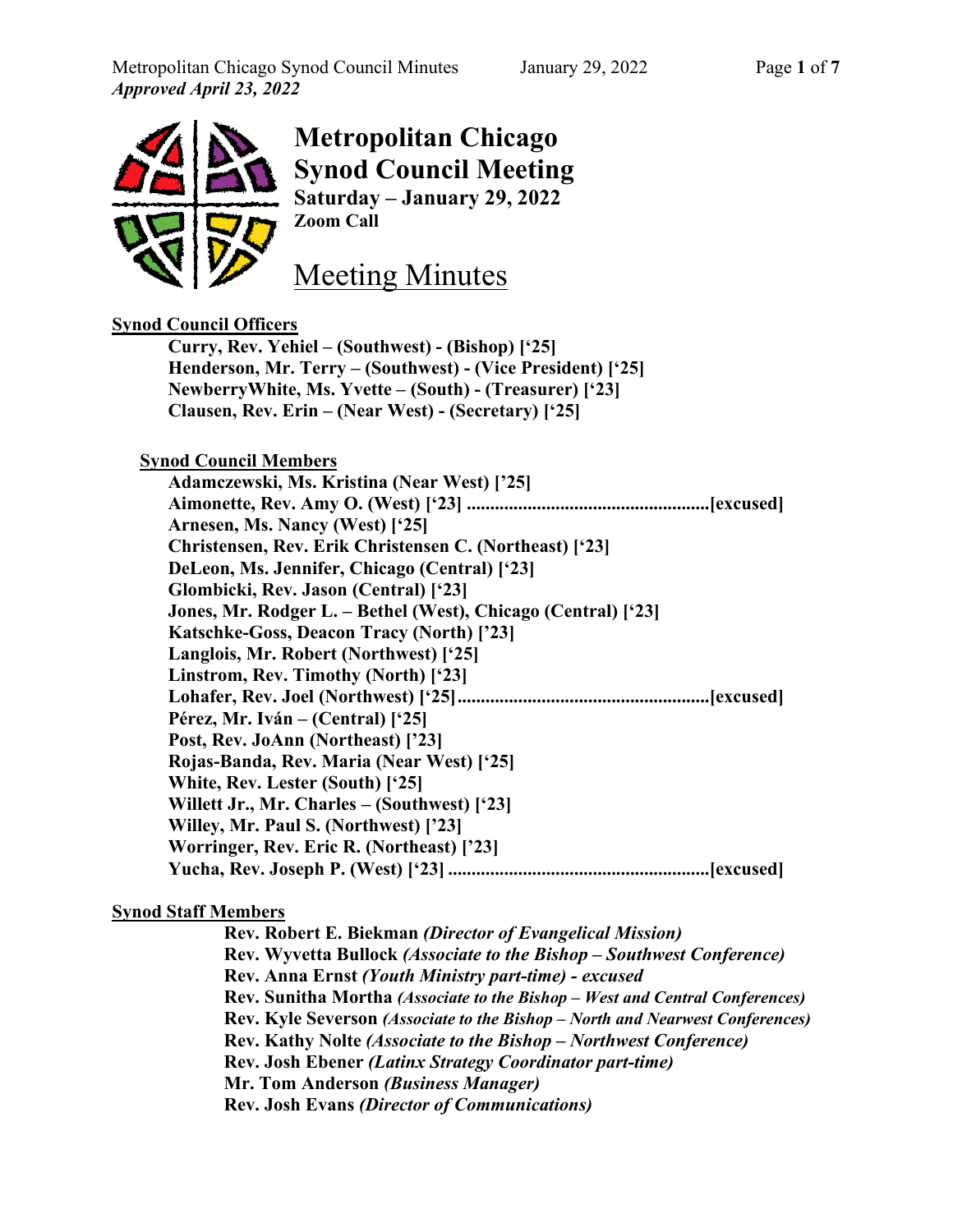*Approved April 23, 2022*

# Metropolitan Chicago Synod Council Meeting

**Saturday – January 29, 2022**
**Zoom Call**

## Meeting Minutes

**Synod Council Officers**

- **Curry, Rev. Yehiel – (Southwest) - (Bishop) [‘25]**
- **Henderson, Mr. Terry – (Southwest) - (Vice President) [‘25]**
- **NewberryWhite, Ms. Yvette – (South) - (Treasurer) [‘23]**
- **Clausen, Rev. Erin – (Near West) - (Secretary) [‘25]**

**Synod Council Members**

- **Adamczewski, Ms. Kristina (Near West) [‘25]**
- **Aimonette, Rev. Amy O. (West) [‘23] ....................................................[excused]**
- **Arnesen, Ms. Nancy (West) [‘25]**
- **Christensen, Rev. Erik Christensen C. (Northeast) [‘23]**
- **DeLeon, Ms. Jennifer, Chicago (Central) [‘23]**
- **Glombicki, Rev. Jason (Central) [‘23]**
- **Jones, Mr. Rodger L. – Bethel (West), Chicago (Central) [‘23]**
- **Katschke-Goss, Deacon Tracy (North) [’23]**
- **Langlois, Mr. Robert (Northwest) [‘25]**
- **Linstrom, Rev. Timothy (North) [‘23]**
- **Lohafer, Rev. Joel (Northwest) [‘25]......................................................[excused]**
- **Pérez, Mr. Iván – (Central) [‘25]**
- **Post, Rev. JoAnn (Northeast) [’23]**
- **Rojas-Banda, Rev. Maria (Near West) [‘25]**
- **White, Rev. Lester (South) [‘25]**
- **Willett Jr., Mr. Charles – (Southwest) [‘23]**
- **Willey, Mr. Paul S. (Northwest) [’23]**
- **Worringer, Rev. Eric R. (Northeast) [’23]**
- **Yucha, Rev. Joseph P. (West) [‘23] ........................................................[excused]**

**Synod Staff Members**

- **Rev. Robert E. Biekman** ***(Director of Evangelical Mission)***
- **Rev. Wyvetta Bullock** ***(Associate to the Bishop – Southwest Conference)***
- **Rev. Anna Ernst** ***(Youth Ministry part-time) - excused***
- **Rev. Sunitha Mortha** ***(Associate to the Bishop – West and Central Conferences)***
- **Rev. Kyle Severson** ***(Associate to the Bishop – North and Nearwest Conferences)***
- **Rev. Kathy Nolte** ***(Associate to the Bishop – Northwest Conference)***
- **Rev. Josh Ebener** ***(Latinx Strategy Coordinator part-time)***
- **Mr. Tom Anderson** ***(Business Manager)***
- **Rev. Josh Evans** ***(Director of Communications)***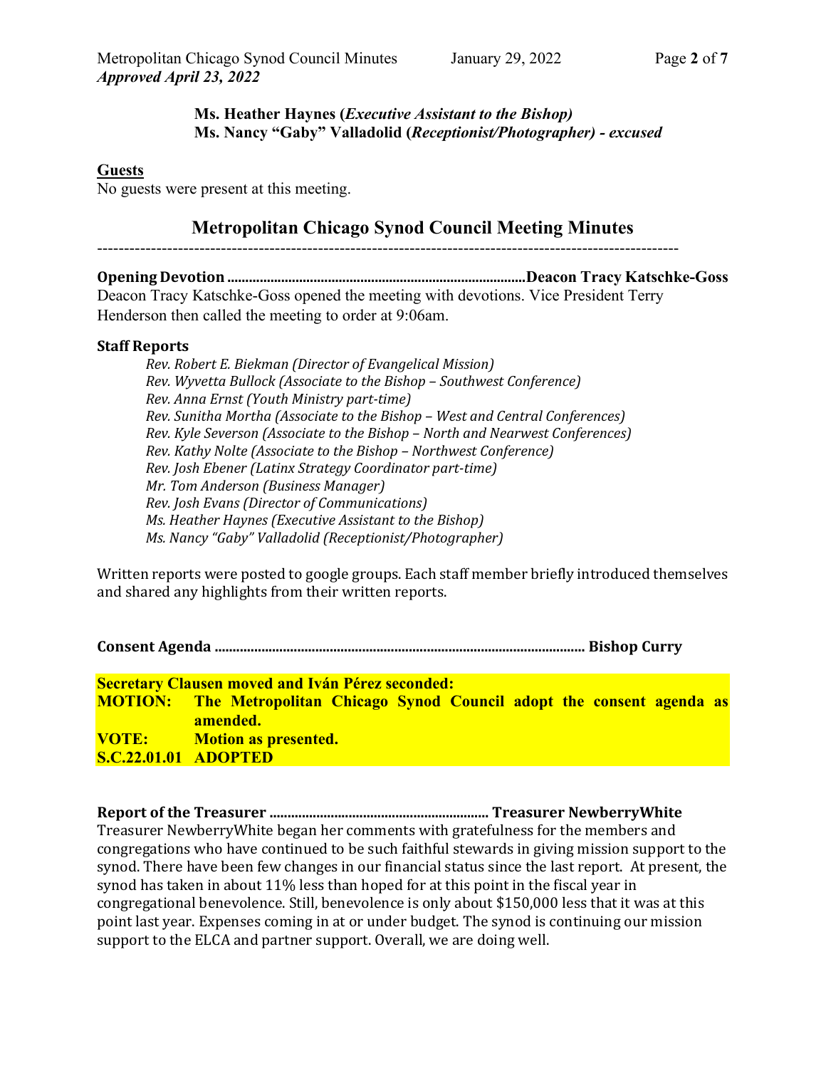**Ms. Heather Haynes (*Executive Assistant to the Bishop)***
**Ms. Nancy "Gaby" Valladolid (*Receptionist/Photographer) - excused***

**Guests**

No guests were present at this meeting.

## Metropolitan Chicago Synod Council Meeting Minutes

---

**Opening Devotion ..................................................................................Deacon Tracy Katschke-Goss**

Deacon Tracy Katschke-Goss opened the meeting with devotions. Vice President Terry Henderson then called the meeting to order at 9:06am.

**Staff Reports**

*Rev. Robert E. Biekman (Director of Evangelical Mission)*
*Rev. Wyvetta Bullock (Associate to the Bishop – Southwest Conference)*
*Rev. Anna Ernst (Youth Ministry part-time)*
*Rev. Sunitha Mortha (Associate to the Bishop – West and Central Conferences)*
*Rev. Kyle Severson (Associate to the Bishop – North and Nearwest Conferences)*
*Rev. Kathy Nolte (Associate to the Bishop – Northwest Conference)*
*Rev. Josh Ebener (Latinx Strategy Coordinator part-time)*
*Mr. Tom Anderson (Business Manager)*
*Rev. Josh Evans (Director of Communications)*
*Ms. Heather Haynes (Executive Assistant to the Bishop)*
*Ms. Nancy "Gaby" Valladolid (Receptionist/Photographer)*

Written reports were posted to google groups. Each staff member briefly introduced themselves and shared any highlights from their written reports.

**Consent Agenda ..................................................................................................... Bishop Curry**

**Secretary Clausen moved and Iván Pérez seconded:**
**MOTION: The Metropolitan Chicago Synod Council adopt the consent agenda as amended.**
**VOTE: Motion as presented.**
**S.C.22.01.01 ADOPTED**

**Report of the Treasurer ............................................................ Treasurer NewberryWhite**

Treasurer NewberryWhite began her comments with gratefulness for the members and congregations who have continued to be such faithful stewards in giving mission support to the synod. There have been few changes in our financial status since the last report. At present, the synod has taken in about 11% less than hoped for at this point in the fiscal year in congregational benevolence. Still, benevolence is only about $150,000 less that it was at this point last year. Expenses coming in at or under budget. The synod is continuing our mission support to the ELCA and partner support. Overall, we are doing well.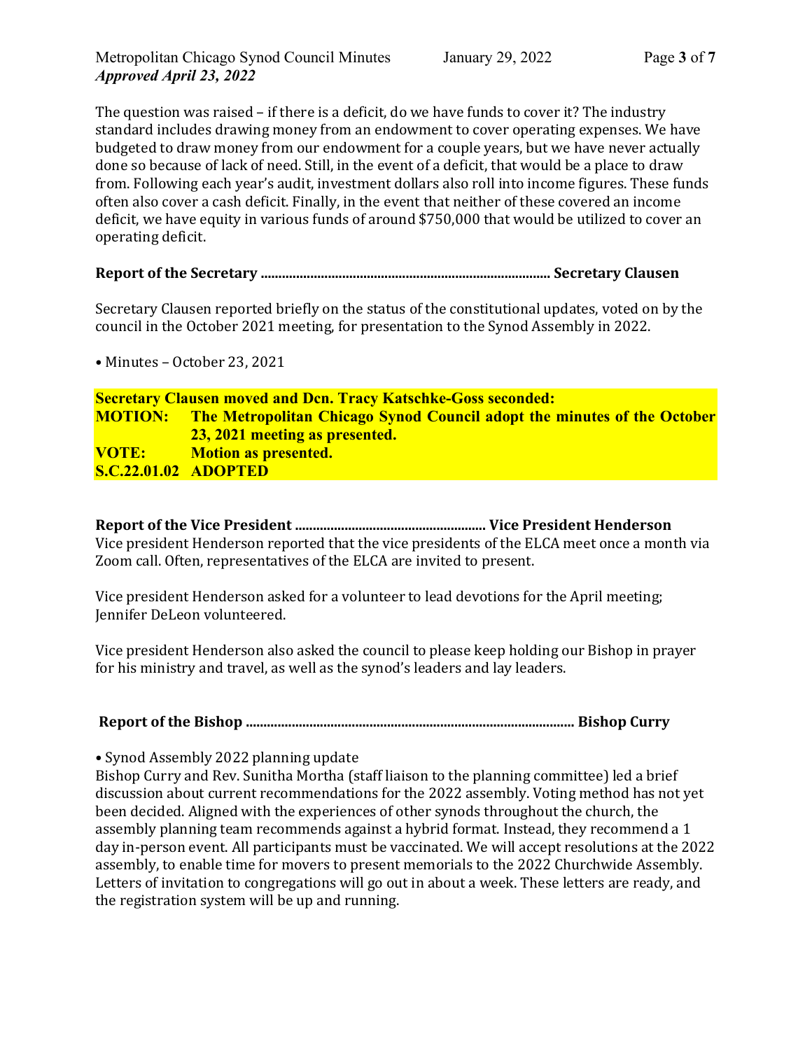The question was raised – if there is a deficit, do we have funds to cover it? The industry standard includes drawing money from an endowment to cover operating expenses. We have budgeted to draw money from our endowment for a couple years, but we have never actually done so because of lack of need. Still, in the event of a deficit, that would be a place to draw from. Following each year's audit, investment dollars also roll into income figures. These funds often also cover a cash deficit. Finally, in the event that neither of these covered an income deficit, we have equity in various funds of around $750,000 that would be utilized to cover an operating deficit.

**Report of the Secretary ................................................................................. Secretary Clausen**

Secretary Clausen reported briefly on the status of the constitutional updates, voted on by the council in the October 2021 meeting, for presentation to the Synod Assembly in 2022.

• Minutes – October 23, 2021

**Secretary Clausen moved and Dcn. Tracy Katschke-Goss seconded:**
**MOTION: The Metropolitan Chicago Synod Council adopt the minutes of the October 23, 2021 meeting as presented.**
**VOTE: Motion as presented.**
**S.C.22.01.02 ADOPTED**

**Report of the Vice President ..................................................... Vice President Henderson**

Vice president Henderson reported that the vice presidents of the ELCA meet once a month via Zoom call. Often, representatives of the ELCA are invited to present.

Vice president Henderson asked for a volunteer to lead devotions for the April meeting; Jennifer DeLeon volunteered.

Vice president Henderson also asked the council to please keep holding our Bishop in prayer for his ministry and travel, as well as the synod's leaders and lay leaders.

**Report of the Bishop ............................................................................................ Bishop Curry**

• Synod Assembly 2022 planning update

Bishop Curry and Rev. Sunitha Mortha (staff liaison to the planning committee) led a brief discussion about current recommendations for the 2022 assembly. Voting method has not yet been decided. Aligned with the experiences of other synods throughout the church, the assembly planning team recommends against a hybrid format. Instead, they recommend a 1 day in-person event. All participants must be vaccinated. We will accept resolutions at the 2022 assembly, to enable time for movers to present memorials to the 2022 Churchwide Assembly. Letters of invitation to congregations will go out in about a week. These letters are ready, and the registration system will be up and running.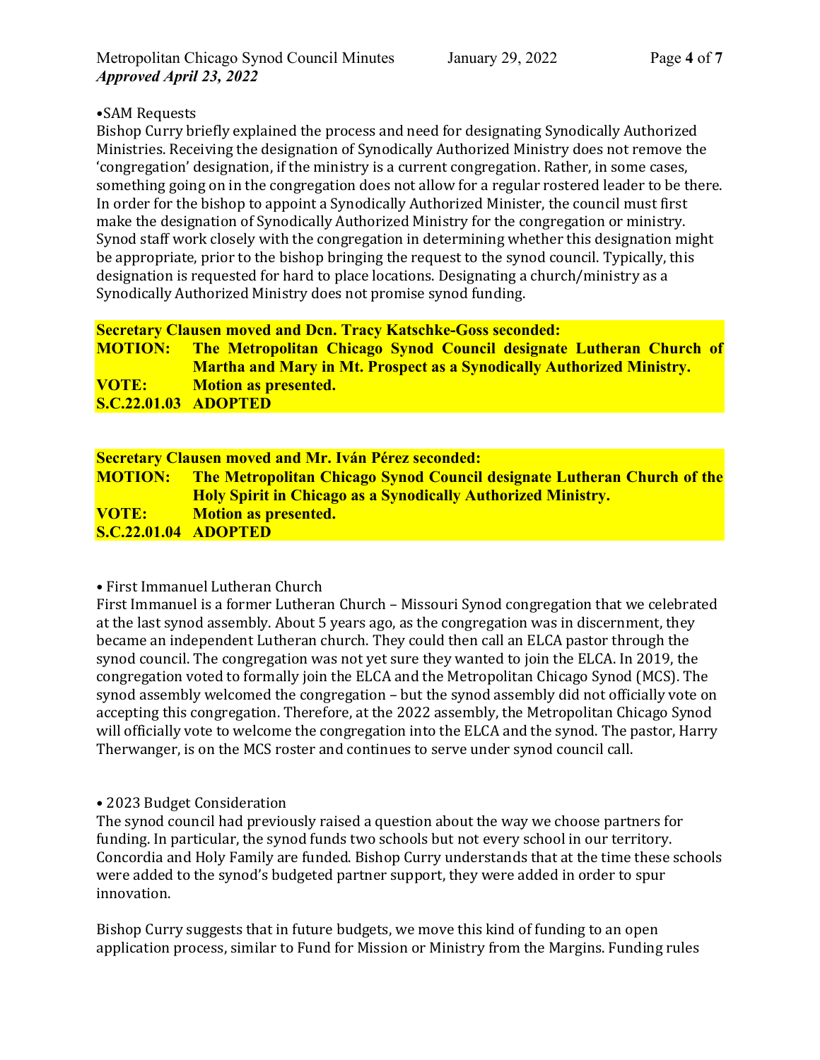•SAM Requests

Bishop Curry briefly explained the process and need for designating Synodically Authorized Ministries. Receiving the designation of Synodically Authorized Ministry does not remove the 'congregation' designation, if the ministry is a current congregation. Rather, in some cases, something going on in the congregation does not allow for a regular rostered leader to be there. In order for the bishop to appoint a Synodically Authorized Minister, the council must first make the designation of Synodically Authorized Ministry for the congregation or ministry. Synod staff work closely with the congregation in determining whether this designation might be appropriate, prior to the bishop bringing the request to the synod council. Typically, this designation is requested for hard to place locations. Designating a church/ministry as a Synodically Authorized Ministry does not promise synod funding.

**Secretary Clausen moved and Dcn. Tracy Katschke-Goss seconded:**
**MOTION: The Metropolitan Chicago Synod Council designate Lutheran Church of Martha and Mary in Mt. Prospect as a Synodically Authorized Ministry.**
**VOTE: Motion as presented.**
**S.C.22.01.03 ADOPTED**

**Secretary Clausen moved and Mr. Iván Pérez seconded:**
**MOTION: The Metropolitan Chicago Synod Council designate Lutheran Church of the Holy Spirit in Chicago as a Synodically Authorized Ministry.**
**VOTE: Motion as presented.**
**S.C.22.01.04 ADOPTED**

• First Immanuel Lutheran Church

First Immanuel is a former Lutheran Church – Missouri Synod congregation that we celebrated at the last synod assembly. About 5 years ago, as the congregation was in discernment, they became an independent Lutheran church. They could then call an ELCA pastor through the synod council. The congregation was not yet sure they wanted to join the ELCA. In 2019, the congregation voted to formally join the ELCA and the Metropolitan Chicago Synod (MCS). The synod assembly welcomed the congregation – but the synod assembly did not officially vote on accepting this congregation. Therefore, at the 2022 assembly, the Metropolitan Chicago Synod will officially vote to welcome the congregation into the ELCA and the synod. The pastor, Harry Therwanger, is on the MCS roster and continues to serve under synod council call.

• 2023 Budget Consideration

The synod council had previously raised a question about the way we choose partners for funding. In particular, the synod funds two schools but not every school in our territory. Concordia and Holy Family are funded. Bishop Curry understands that at the time these schools were added to the synod's budgeted partner support, they were added in order to spur innovation.

Bishop Curry suggests that in future budgets, we move this kind of funding to an open application process, similar to Fund for Mission or Ministry from the Margins. Funding rules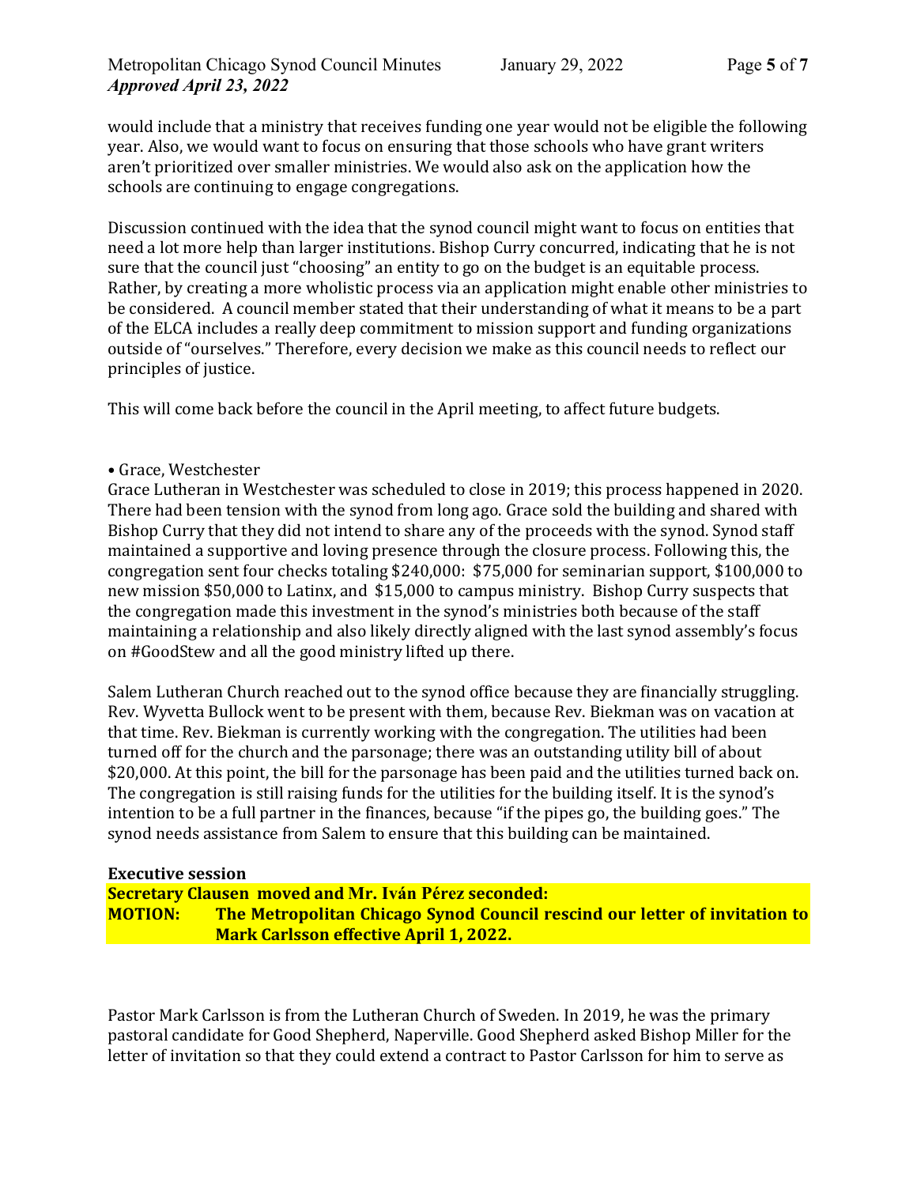would include that a ministry that receives funding one year would not be eligible the following year. Also, we would want to focus on ensuring that those schools who have grant writers aren't prioritized over smaller ministries. We would also ask on the application how the schools are continuing to engage congregations.

Discussion continued with the idea that the synod council might want to focus on entities that need a lot more help than larger institutions. Bishop Curry concurred, indicating that he is not sure that the council just "choosing" an entity to go on the budget is an equitable process. Rather, by creating a more wholistic process via an application might enable other ministries to be considered. A council member stated that their understanding of what it means to be a part of the ELCA includes a really deep commitment to mission support and funding organizations outside of "ourselves." Therefore, every decision we make as this council needs to reflect our principles of justice.

This will come back before the council in the April meeting, to affect future budgets.

• Grace, Westchester

Grace Lutheran in Westchester was scheduled to close in 2019; this process happened in 2020. There had been tension with the synod from long ago. Grace sold the building and shared with Bishop Curry that they did not intend to share any of the proceeds with the synod. Synod staff maintained a supportive and loving presence through the closure process. Following this, the congregation sent four checks totaling $240,000: $75,000 for seminarian support, $100,000 to new mission $50,000 to Latinx, and $15,000 to campus ministry. Bishop Curry suspects that the congregation made this investment in the synod's ministries both because of the staff maintaining a relationship and also likely directly aligned with the last synod assembly's focus on #GoodStew and all the good ministry lifted up there.

Salem Lutheran Church reached out to the synod office because they are financially struggling. Rev. Wyvetta Bullock went to be present with them, because Rev. Biekman was on vacation at that time. Rev. Biekman is currently working with the congregation. The utilities had been turned off for the church and the parsonage; there was an outstanding utility bill of about $20,000. At this point, the bill for the parsonage has been paid and the utilities turned back on. The congregation is still raising funds for the utilities for the building itself. It is the synod's intention to be a full partner in the finances, because "if the pipes go, the building goes." The synod needs assistance from Salem to ensure that this building can be maintained.

**Executive session**

**Secretary Clausen moved and Mr. Iván Pérez seconded:**

**MOTION: The Metropolitan Chicago Synod Council rescind our letter of invitation to Mark Carlsson effective April 1, 2022.**

Pastor Mark Carlsson is from the Lutheran Church of Sweden. In 2019, he was the primary pastoral candidate for Good Shepherd, Naperville. Good Shepherd asked Bishop Miller for the letter of invitation so that they could extend a contract to Pastor Carlsson for him to serve as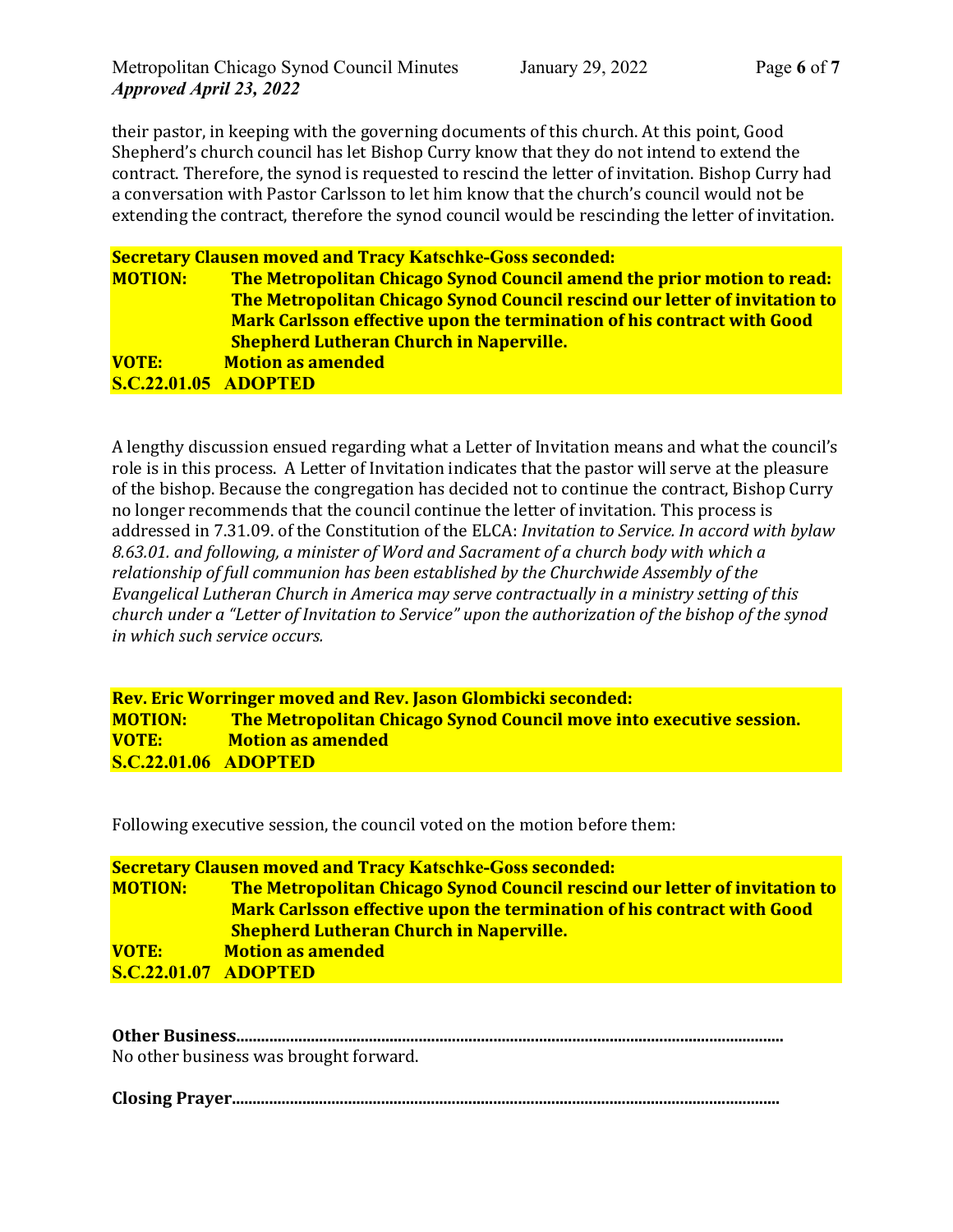their pastor, in keeping with the governing documents of this church. At this point, Good Shepherd's church council has let Bishop Curry know that they do not intend to extend the contract. Therefore, the synod is requested to rescind the letter of invitation. Bishop Curry had a conversation with Pastor Carlsson to let him know that the church's council would not be extending the contract, therefore the synod council would be rescinding the letter of invitation.

**Secretary Clausen moved and Tracy Katschke-Goss seconded:**
**MOTION: The Metropolitan Chicago Synod Council amend the prior motion to read: The Metropolitan Chicago Synod Council rescind our letter of invitation to Mark Carlsson effective upon the termination of his contract with Good Shepherd Lutheran Church in Naperville.**
**VOTE: Motion as amended**
**S.C.22.01.05 ADOPTED**

A lengthy discussion ensued regarding what a Letter of Invitation means and what the council's role is in this process. A Letter of Invitation indicates that the pastor will serve at the pleasure of the bishop. Because the congregation has decided not to continue the contract, Bishop Curry no longer recommends that the council continue the letter of invitation. This process is addressed in 7.31.09. of the Constitution of the ELCA: *Invitation to Service. In accord with bylaw 8.63.01. and following, a minister of Word and Sacrament of a church body with which a relationship of full communion has been established by the Churchwide Assembly of the Evangelical Lutheran Church in America may serve contractually in a ministry setting of this church under a "Letter of Invitation to Service" upon the authorization of the bishop of the synod in which such service occurs.*

**Rev. Eric Worringer moved and Rev. Jason Glombicki seconded:**
**MOTION: The Metropolitan Chicago Synod Council move into executive session.**
**VOTE: Motion as amended**
**S.C.22.01.06 ADOPTED**

Following executive session, the council voted on the motion before them:

**Secretary Clausen moved and Tracy Katschke-Goss seconded:**
**MOTION: The Metropolitan Chicago Synod Council rescind our letter of invitation to Mark Carlsson effective upon the termination of his contract with Good Shepherd Lutheran Church in Naperville.**
**VOTE: Motion as amended**
**S.C.22.01.07 ADOPTED**

**Other Business..................................................................................................................................**
No other business was brought forward.

**Closing Prayer.................................................................................................................................**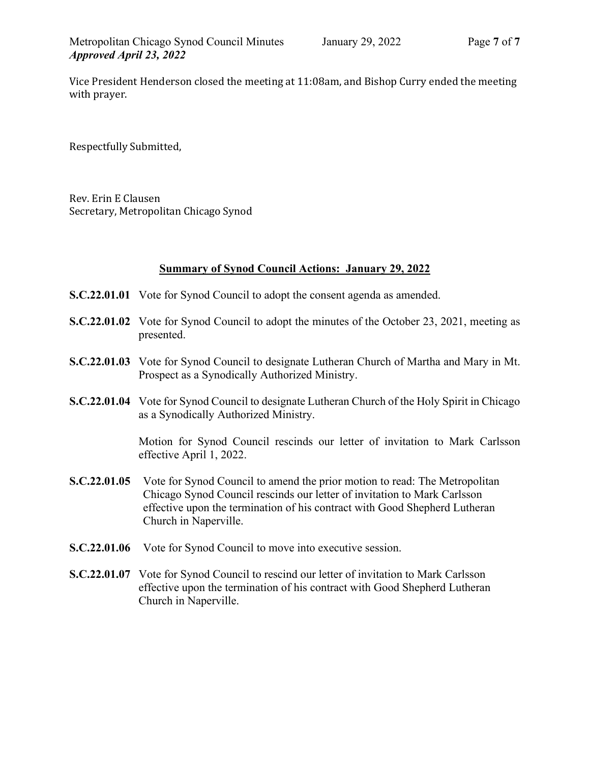Vice President Henderson closed the meeting at 11:08am, and Bishop Curry ended the meeting with prayer.

Respectfully Submitted,

Rev. Erin E Clausen
Secretary, Metropolitan Chicago Synod

## Summary of Synod Council Actions: January 29, 2022

**S.C.22.01.01** Vote for Synod Council to adopt the consent agenda as amended.

**S.C.22.01.02** Vote for Synod Council to adopt the minutes of the October 23, 2021, meeting as presented.

**S.C.22.01.03** Vote for Synod Council to designate Lutheran Church of Martha and Mary in Mt. Prospect as a Synodically Authorized Ministry.

**S.C.22.01.04** Vote for Synod Council to designate Lutheran Church of the Holy Spirit in Chicago as a Synodically Authorized Ministry.

Motion for Synod Council rescinds our letter of invitation to Mark Carlsson effective April 1, 2022.

**S.C.22.01.05** Vote for Synod Council to amend the prior motion to read: The Metropolitan Chicago Synod Council rescinds our letter of invitation to Mark Carlsson effective upon the termination of his contract with Good Shepherd Lutheran Church in Naperville.

**S.C.22.01.06** Vote for Synod Council to move into executive session.

**S.C.22.01.07** Vote for Synod Council to rescind our letter of invitation to Mark Carlsson effective upon the termination of his contract with Good Shepherd Lutheran Church in Naperville.